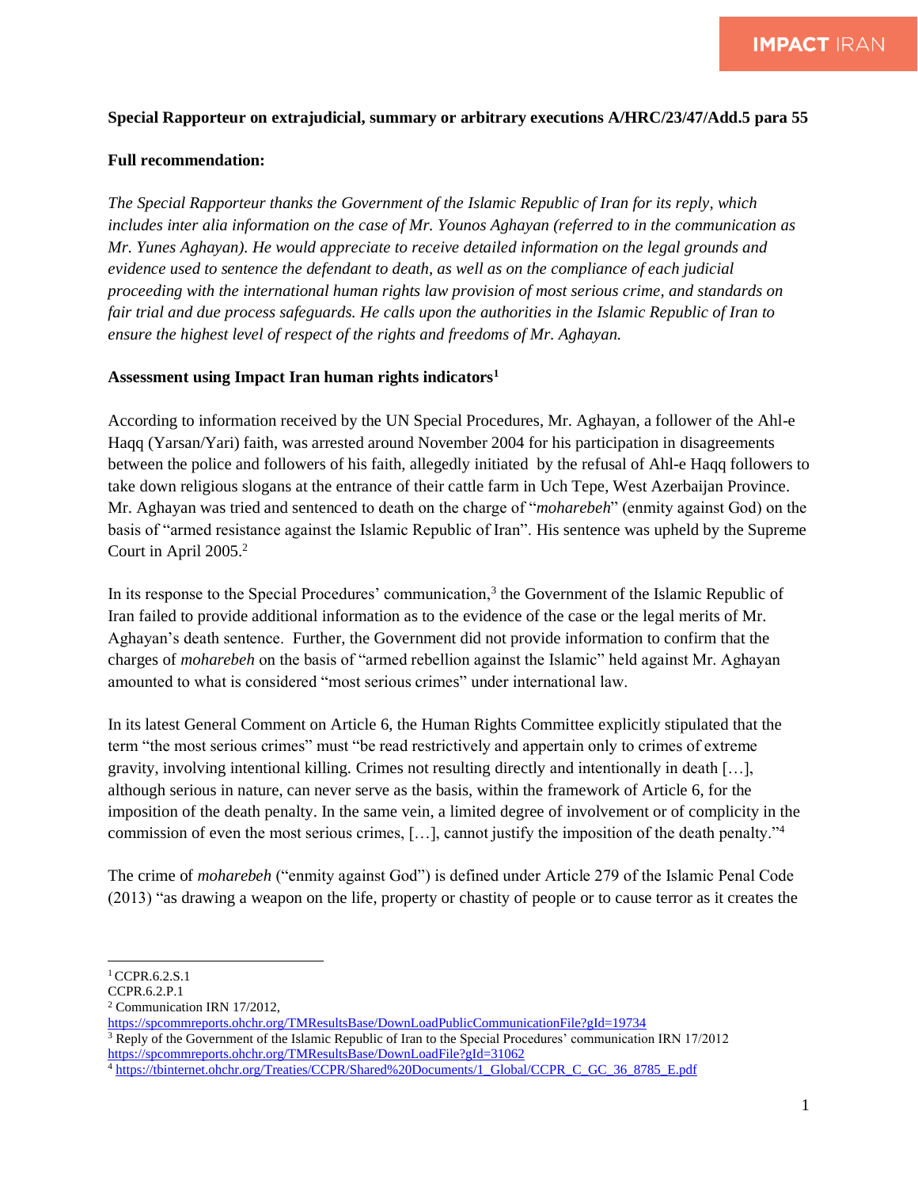**Special Rapporteur on extrajudicial, summary or arbitrary executions A/HRC/23/47/Add.5 para 55**

**Full recommendation:**

*The Special Rapporteur thanks the Government of the Islamic Republic of Iran for its reply, which includes inter alia information on the case of Mr. Younos Aghayan (referred to in the communication as Mr. Yunes Aghayan). He would appreciate to receive detailed information on the legal grounds and evidence used to sentence the defendant to death, as well as on the compliance of each judicial proceeding with the international human rights law provision of most serious crime, and standards on fair trial and due process safeguards. He calls upon the authorities in the Islamic Republic of Iran to ensure the highest level of respect of the rights and freedoms of Mr. Aghayan.*

**Assessment using Impact Iran human rights indicators**[1]

According to information received by the UN Special Procedures, Mr. Aghayan, a follower of the Ahl-e Haqq (Yarsan/Yari) faith, was arrested around November 2004 for his participation in disagreements between the police and followers of his faith, allegedly initiated by the refusal of Ahl-e Haqq followers to take down religious slogans at the entrance of their cattle farm in Uch Tepe, West Azerbaijan Province. Mr. Aghayan was tried and sentenced to death on the charge of "*moharebeh*" (enmity against God) on the basis of "armed resistance against the Islamic Republic of Iran". His sentence was upheld by the Supreme Court in April 2005.[2]

In its response to the Special Procedures' communication,[3] the Government of the Islamic Republic of Iran failed to provide additional information as to the evidence of the case or the legal merits of Mr. Aghayan's death sentence. Further, the Government did not provide information to confirm that the charges of *moharebeh* on the basis of "armed rebellion against the Islamic" held against Mr. Aghayan amounted to what is considered "most serious crimes" under international law.

In its latest General Comment on Article 6, the Human Rights Committee explicitly stipulated that the term "the most serious crimes" must "be read restrictively and appertain only to crimes of extreme gravity, involving intentional killing. Crimes not resulting directly and intentionally in death […], although serious in nature, can never serve as the basis, within the framework of Article 6, for the imposition of the death penalty. In the same vein, a limited degree of involvement or of complicity in the commission of even the most serious crimes, […], cannot justify the imposition of the death penalty."[4]

The crime of *moharebeh* ("enmity against God") is defined under Article 279 of the Islamic Penal Code (2013) "as drawing a weapon on the life, property or chastity of people or to cause terror as it creates the

---

[1] CCPR.6.2.S.1
CCPR.6.2.P.1

[2] Communication IRN 17/2012, https://spcommreports.ohchr.org/TMResultsBase/DownLoadPublicCommunicationFile?gId=19734

[3] Reply of the Government of the Islamic Republic of Iran to the Special Procedures' communication IRN 17/2012 https://spcommreports.ohchr.org/TMResultsBase/DownLoadFile?gId=31062

[4] https://tbinternet.ohchr.org/Treaties/CCPR/Shared%20Documents/1_Global/CCPR_C_GC_36_8785_E.pdf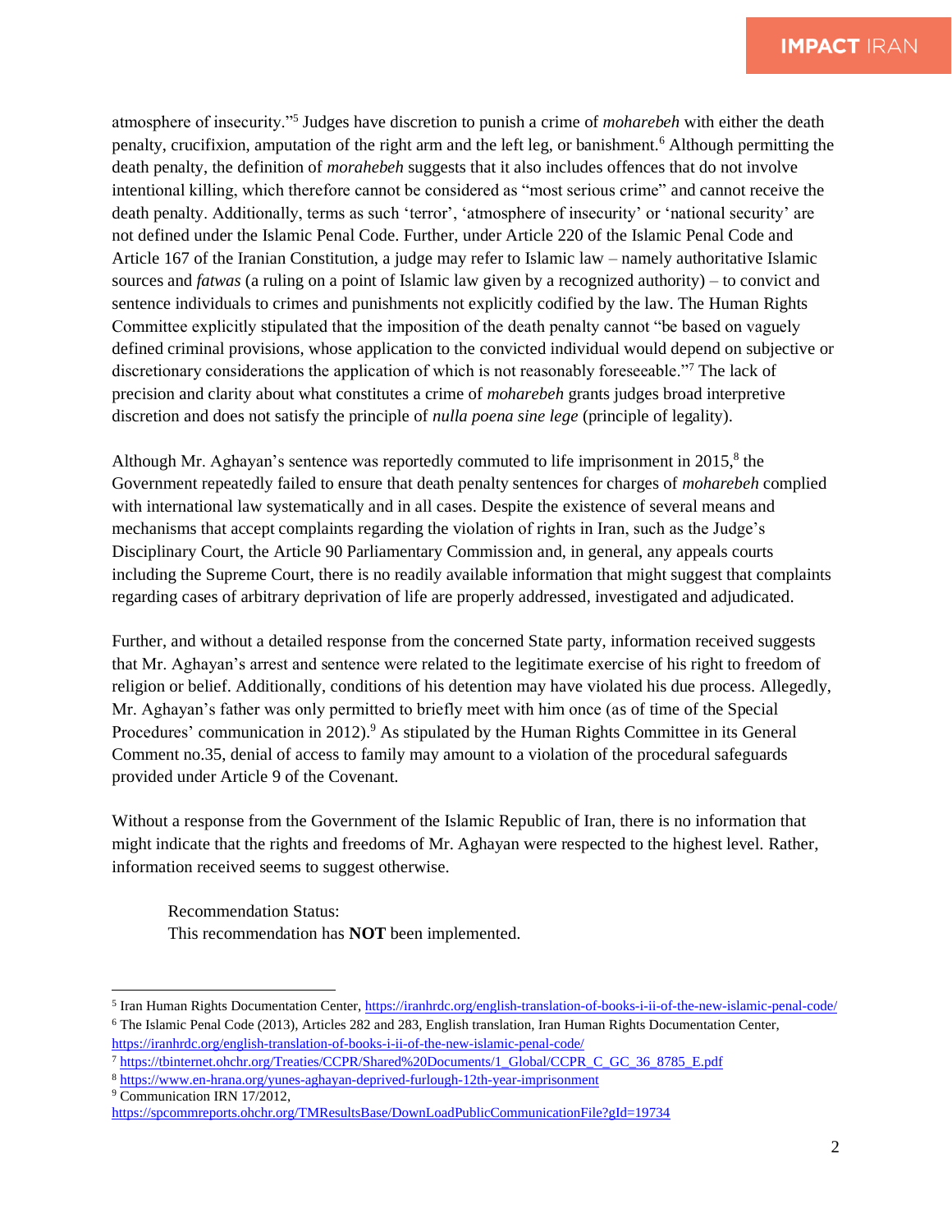atmosphere of insecurity."[5] Judges have discretion to punish a crime of *moharebeh* with either the death penalty, crucifixion, amputation of the right arm and the left leg, or banishment.[6] Although permitting the death penalty, the definition of *morahebeh* suggests that it also includes offences that do not involve intentional killing, which therefore cannot be considered as "most serious crime" and cannot receive the death penalty. Additionally, terms as such 'terror', 'atmosphere of insecurity' or 'national security' are not defined under the Islamic Penal Code. Further, under Article 220 of the Islamic Penal Code and Article 167 of the Iranian Constitution, a judge may refer to Islamic law – namely authoritative Islamic sources and *fatwas* (a ruling on a point of Islamic law given by a recognized authority) – to convict and sentence individuals to crimes and punishments not explicitly codified by the law. The Human Rights Committee explicitly stipulated that the imposition of the death penalty cannot "be based on vaguely defined criminal provisions, whose application to the convicted individual would depend on subjective or discretionary considerations the application of which is not reasonably foreseeable."[7] The lack of precision and clarity about what constitutes a crime of *moharebeh* grants judges broad interpretive discretion and does not satisfy the principle of *nulla poena sine lege* (principle of legality).

Although Mr. Aghayan's sentence was reportedly commuted to life imprisonment in 2015,[8] the Government repeatedly failed to ensure that death penalty sentences for charges of *moharebeh* complied with international law systematically and in all cases. Despite the existence of several means and mechanisms that accept complaints regarding the violation of rights in Iran, such as the Judge's Disciplinary Court, the Article 90 Parliamentary Commission and, in general, any appeals courts including the Supreme Court, there is no readily available information that might suggest that complaints regarding cases of arbitrary deprivation of life are properly addressed, investigated and adjudicated.

Further, and without a detailed response from the concerned State party, information received suggests that Mr. Aghayan's arrest and sentence were related to the legitimate exercise of his right to freedom of religion or belief. Additionally, conditions of his detention may have violated his due process. Allegedly, Mr. Aghayan's father was only permitted to briefly meet with him once (as of time of the Special Procedures' communication in 2012).[9] As stipulated by the Human Rights Committee in its General Comment no.35, denial of access to family may amount to a violation of the procedural safeguards provided under Article 9 of the Covenant.

Without a response from the Government of the Islamic Republic of Iran, there is no information that might indicate that the rights and freedoms of Mr. Aghayan were respected to the highest level. Rather, information received seems to suggest otherwise.

> Recommendation Status:
> This recommendation has **NOT** been implemented.

---

[5] Iran Human Rights Documentation Center, https://iranhrdc.org/english-translation-of-books-i-ii-of-the-new-islamic-penal-code/

[6] The Islamic Penal Code (2013), Articles 282 and 283, English translation, Iran Human Rights Documentation Center, https://iranhrdc.org/english-translation-of-books-i-ii-of-the-new-islamic-penal-code/

[7] https://tbinternet.ohchr.org/Treaties/CCPR/Shared%20Documents/1_Global/CCPR_C_GC_36_8785_E.pdf

[8] https://www.en-hrana.org/yunes-aghayan-deprived-furlough-12th-year-imprisonment

[9] Communication IRN 17/2012, https://spcommreports.ohchr.org/TMResultsBase/DownLoadPublicCommunicationFile?gId=19734